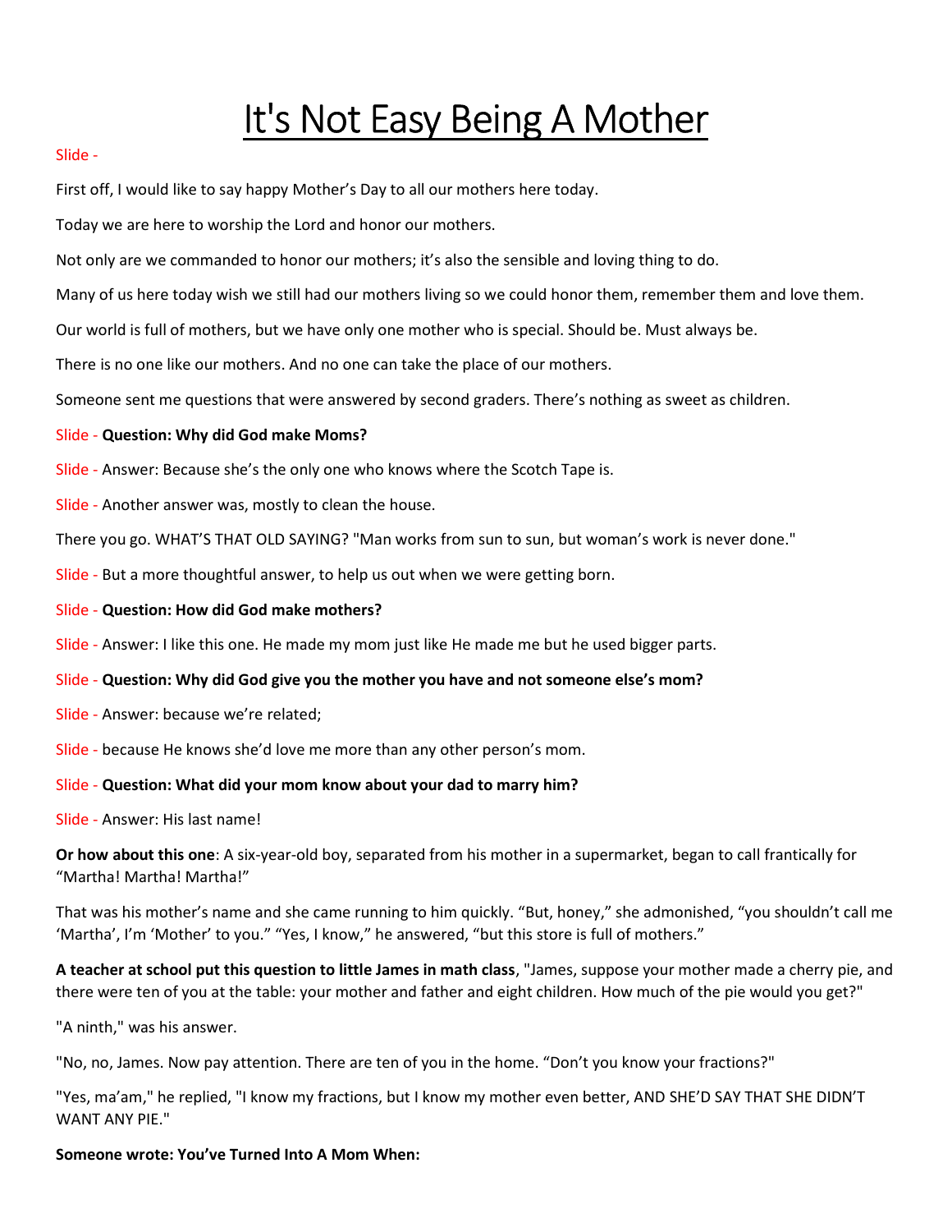# It's Not Easy Being A Mother

Slide -

First off, I would like to say happy Mother's Day to all our mothers here today.

Today we are here to worship the Lord and honor our mothers.

Not only are we commanded to honor our mothers; it's also the sensible and loving thing to do.

Many of us here today wish we still had our mothers living so we could honor them, remember them and love them.

Our world is full of mothers, but we have only one mother who is special. Should be. Must always be.

There is no one like our mothers. And no one can take the place of our mothers.

Someone sent me questions that were answered by second graders. There's nothing as sweet as children.

Slide - **Question: Why did God make Moms?**

Slide - Answer: Because she's the only one who knows where the Scotch Tape is.

Slide - Another answer was, mostly to clean the house.

There you go. WHAT'S THAT OLD SAYING? "Man works from sun to sun, but woman's work is never done."

Slide - But a more thoughtful answer, to help us out when we were getting born.

Slide - **Question: How did God make mothers?**

Slide - Answer: I like this one. He made my mom just like He made me but he used bigger parts.

Slide - **Question: Why did God give you the mother you have and not someone else's mom?**

Slide - Answer: because we're related;

Slide - because He knows she'd love me more than any other person's mom.

Slide - **Question: What did your mom know about your dad to marry him?**

Slide - Answer: His last name!

**Or how about this one**: A six-year-old boy, separated from his mother in a supermarket, began to call frantically for "Martha! Martha! Martha!"

That was his mother's name and she came running to him quickly. "But, honey," she admonished, "you shouldn't call me 'Martha', I'm 'Mother' to you." "Yes, I know," he answered, "but this store is full of mothers."

**A teacher at school put this question to little James in math class**, "James, suppose your mother made a cherry pie, and there were ten of you at the table: your mother and father and eight children. How much of the pie would you get?"

"A ninth," was his answer.

"No, no, James. Now pay attention. There are ten of you in the home. "Don't you know your fractions?"

"Yes, ma'am," he replied, "I know my fractions, but I know my mother even better, AND SHE'D SAY THAT SHE DIDN'T WANT ANY PIE."

**Someone wrote: You've Turned Into A Mom When:**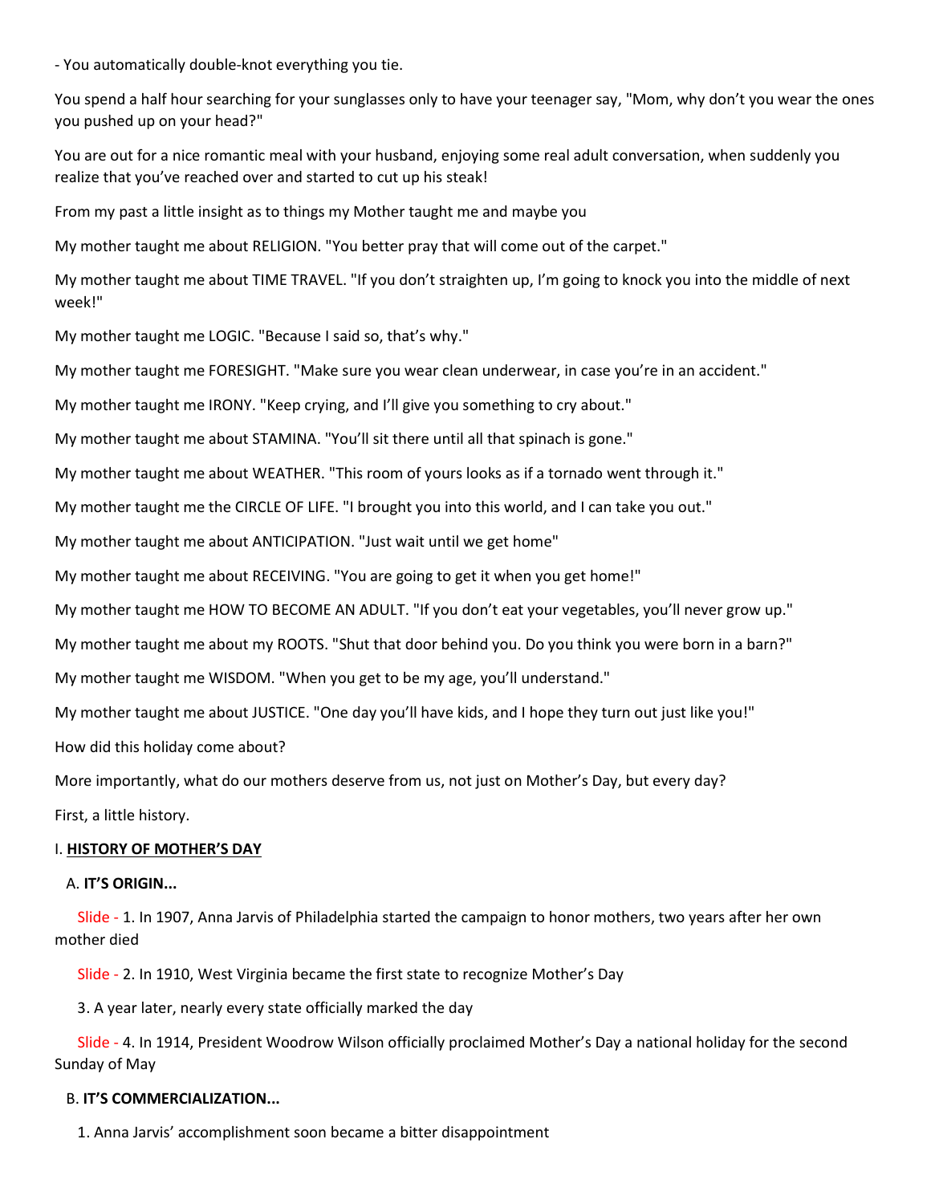- You automatically double-knot everything you tie.

You spend a half hour searching for your sunglasses only to have your teenager say, "Mom, why don't you wear the ones you pushed up on your head?"

You are out for a nice romantic meal with your husband, enjoying some real adult conversation, when suddenly you realize that you've reached over and started to cut up his steak!

From my past a little insight as to things my Mother taught me and maybe you

My mother taught me about RELIGION. "You better pray that will come out of the carpet."

My mother taught me about TIME TRAVEL. "If you don't straighten up, I'm going to knock you into the middle of next week!"

My mother taught me LOGIC. "Because I said so, that's why."

My mother taught me FORESIGHT. "Make sure you wear clean underwear, in case you're in an accident."

My mother taught me IRONY. "Keep crying, and I'll give you something to cry about."

My mother taught me about STAMINA. "You'll sit there until all that spinach is gone."

My mother taught me about WEATHER. "This room of yours looks as if a tornado went through it."

My mother taught me the CIRCLE OF LIFE. "I brought you into this world, and I can take you out."

My mother taught me about ANTICIPATION. "Just wait until we get home"

My mother taught me about RECEIVING. "You are going to get it when you get home!"

My mother taught me HOW TO BECOME AN ADULT. "If you don't eat your vegetables, you'll never grow up."

My mother taught me about my ROOTS. "Shut that door behind you. Do you think you were born in a barn?"

My mother taught me WISDOM. "When you get to be my age, you'll understand."

My mother taught me about JUSTICE. "One day you'll have kids, and I hope they turn out just like you!"

How did this holiday come about?

More importantly, what do our mothers deserve from us, not just on Mother's Day, but every day?

First, a little history.

## I. HISTORY OF MOTHER'S DAY

### A. IT'S ORIGIN...

Slide - 1. In 1907, Anna Jarvis of Philadelphia started the campaign to honor mothers, two years after her own mother died

Slide - 2. In 1910, West Virginia became the first state to recognize Mother's Day

3. A year later, nearly every state officially marked the day

Slide - 4. In 1914, President Woodrow Wilson officially proclaimed Mother's Day a national holiday for the second Sunday of May

### B. IT'S COMMERCIALIZATION...

1. Anna Jarvis' accomplishment soon became a bitter disappointment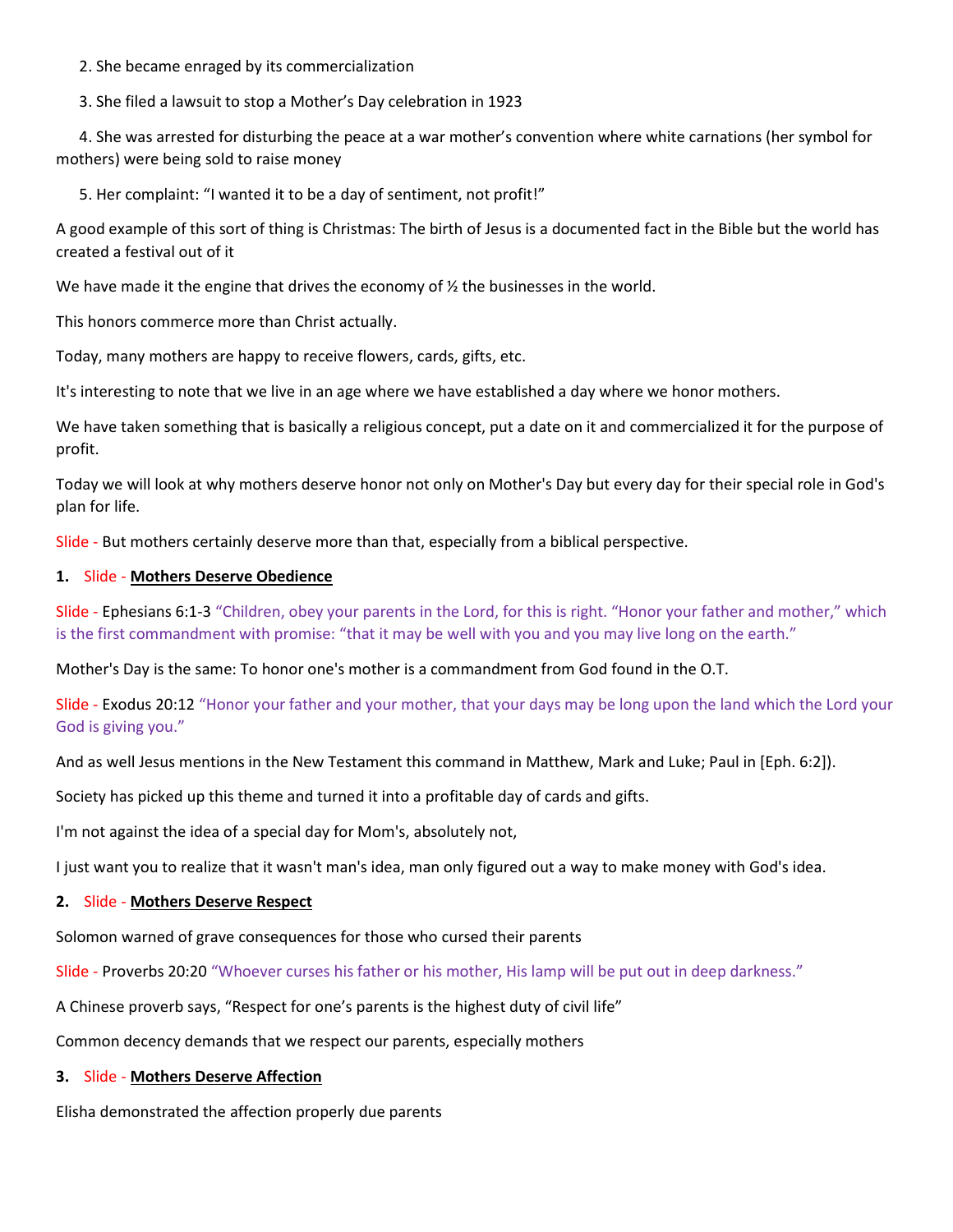2. She became enraged by its commercialization

3. She filed a lawsuit to stop a Mother's Day celebration in 1923

4. She was arrested for disturbing the peace at a war mother's convention where white carnations (her symbol for mothers) were being sold to raise money

5. Her complaint: "I wanted it to be a day of sentiment, not profit!"

A good example of this sort of thing is Christmas: The birth of Jesus is a documented fact in the Bible but the world has created a festival out of it

We have made it the engine that drives the economy of ½ the businesses in the world.

This honors commerce more than Christ actually.

Today, many mothers are happy to receive flowers, cards, gifts, etc.

It's interesting to note that we live in an age where we have established a day where we honor mothers.

We have taken something that is basically a religious concept, put a date on it and commercialized it for the purpose of profit.

Today we will look at why mothers deserve honor not only on Mother's Day but every day for their special role in God's plan for life.

Slide - But mothers certainly deserve more than that, especially from a biblical perspective.

**1. Slide - <u>Mothers Deserve Obedience</u>**

Slide - Ephesians 6:1-3 "Children, obey your parents in the Lord, for this is right. "Honor your father and mother," which is the first commandment with promise: "that it may be well with you and you may live long on the earth."

Mother's Day is the same: To honor one's mother is a commandment from God found in the O.T.

Slide - Exodus 20:12 "Honor your father and your mother, that your days may be long upon the land which the Lord your God is giving you."

And as well Jesus mentions in the New Testament this command in Matthew, Mark and Luke; Paul in [Eph. 6:2]).

Society has picked up this theme and turned it into a profitable day of cards and gifts.

I'm not against the idea of a special day for Mom's, absolutely not,

I just want you to realize that it wasn't man's idea, man only figured out a way to make money with God's idea.

**2. Slide - <u>Mothers Deserve Respect</u>**

Solomon warned of grave consequences for those who cursed their parents

Slide - Proverbs 20:20 "Whoever curses his father or his mother, His lamp will be put out in deep darkness."

A Chinese proverb says, "Respect for one's parents is the highest duty of civil life"

Common decency demands that we respect our parents, especially mothers

**3. Slide - <u>Mothers Deserve Affection</u>**

Elisha demonstrated the affection properly due parents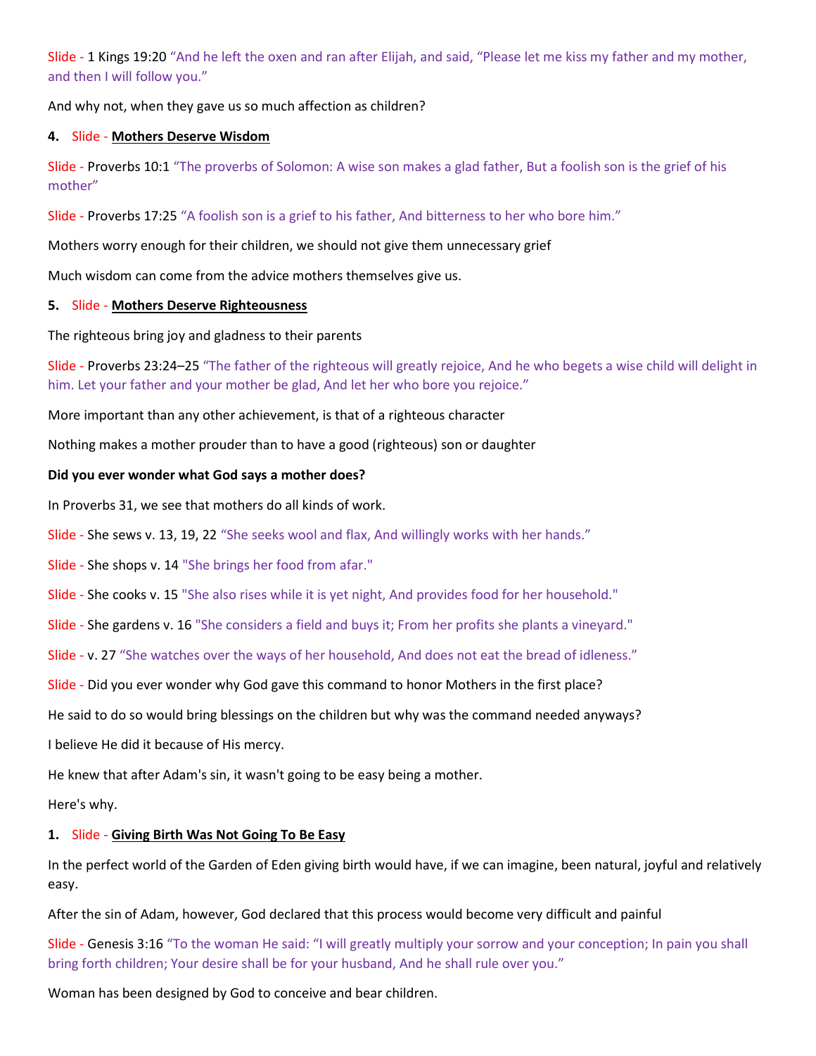Slide - 1 Kings 19:20 "And he left the oxen and ran after Elijah, and said, "Please let me kiss my father and my mother, and then I will follow you."

And why not, when they gave us so much affection as children?

**4. Slide - Mothers Deserve Wisdom**

Slide - Proverbs 10:1 "The proverbs of Solomon: A wise son makes a glad father, But a foolish son is the grief of his mother"

Slide - Proverbs 17:25 "A foolish son is a grief to his father, And bitterness to her who bore him."

Mothers worry enough for their children, we should not give them unnecessary grief

Much wisdom can come from the advice mothers themselves give us.

**5. Slide - Mothers Deserve Righteousness**

The righteous bring joy and gladness to their parents

Slide - Proverbs 23:24–25 "The father of the righteous will greatly rejoice, And he who begets a wise child will delight in him. Let your father and your mother be glad, And let her who bore you rejoice."

More important than any other achievement, is that of a righteous character

Nothing makes a mother prouder than to have a good (righteous) son or daughter

**Did you ever wonder what God says a mother does?**

In Proverbs 31, we see that mothers do all kinds of work.

Slide - She sews v. 13, 19, 22 "She seeks wool and flax, And willingly works with her hands."

Slide - She shops v. 14 "She brings her food from afar."

Slide - She cooks v. 15 "She also rises while it is yet night, And provides food for her household."

Slide - She gardens v. 16 "She considers a field and buys it; From her profits she plants a vineyard."

Slide - v. 27 "She watches over the ways of her household, And does not eat the bread of idleness."

Slide - Did you ever wonder why God gave this command to honor Mothers in the first place?

He said to do so would bring blessings on the children but why was the command needed anyways?

I believe He did it because of His mercy.

He knew that after Adam's sin, it wasn't going to be easy being a mother.

Here's why.

**1. Slide - Giving Birth Was Not Going To Be Easy**

In the perfect world of the Garden of Eden giving birth would have, if we can imagine, been natural, joyful and relatively easy.

After the sin of Adam, however, God declared that this process would become very difficult and painful

Slide - Genesis 3:16 "To the woman He said: "I will greatly multiply your sorrow and your conception; In pain you shall bring forth children; Your desire shall be for your husband, And he shall rule over you."

Woman has been designed by God to conceive and bear children.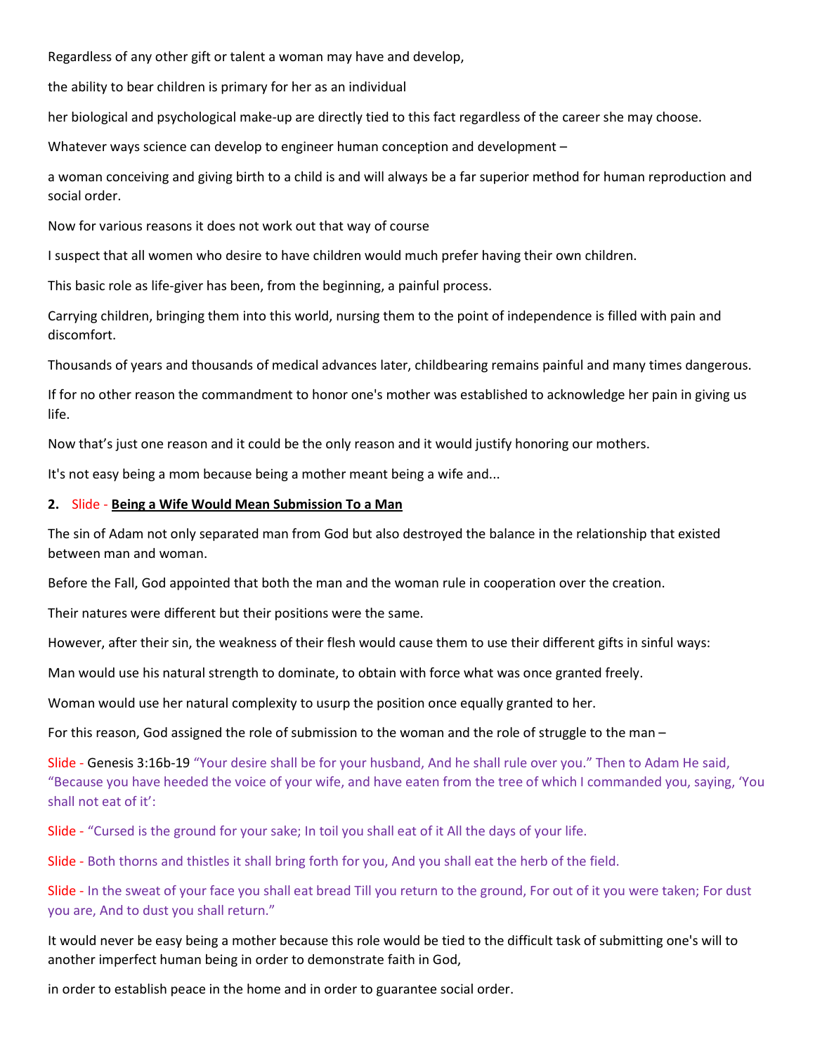Regardless of any other gift or talent a woman may have and develop,

the ability to bear children is primary for her as an individual

her biological and psychological make-up are directly tied to this fact regardless of the career she may choose.

Whatever ways science can develop to engineer human conception and development –

a woman conceiving and giving birth to a child is and will always be a far superior method for human reproduction and social order.

Now for various reasons it does not work out that way of course

I suspect that all women who desire to have children would much prefer having their own children.

This basic role as life-giver has been, from the beginning, a painful process.

Carrying children, bringing them into this world, nursing them to the point of independence is filled with pain and discomfort.

Thousands of years and thousands of medical advances later, childbearing remains painful and many times dangerous.

If for no other reason the commandment to honor one's mother was established to acknowledge her pain in giving us life.

Now that's just one reason and it could be the only reason and it would justify honoring our mothers.

It's not easy being a mom because being a mother meant being a wife and...

**2.** Slide - **Being a Wife Would Mean Submission To a Man**

The sin of Adam not only separated man from God but also destroyed the balance in the relationship that existed between man and woman.

Before the Fall, God appointed that both the man and the woman rule in cooperation over the creation.

Their natures were different but their positions were the same.

However, after their sin, the weakness of their flesh would cause them to use their different gifts in sinful ways:

Man would use his natural strength to dominate, to obtain with force what was once granted freely.

Woman would use her natural complexity to usurp the position once equally granted to her.

For this reason, God assigned the role of submission to the woman and the role of struggle to the man –

Slide - Genesis 3:16b-19 "Your desire shall be for your husband, And he shall rule over you." Then to Adam He said, "Because you have heeded the voice of your wife, and have eaten from the tree of which I commanded you, saying, 'You shall not eat of it':

Slide - "Cursed is the ground for your sake; In toil you shall eat of it All the days of your life.

Slide - Both thorns and thistles it shall bring forth for you, And you shall eat the herb of the field.

Slide - In the sweat of your face you shall eat bread Till you return to the ground, For out of it you were taken; For dust you are, And to dust you shall return."

It would never be easy being a mother because this role would be tied to the difficult task of submitting one's will to another imperfect human being in order to demonstrate faith in God,

in order to establish peace in the home and in order to guarantee social order.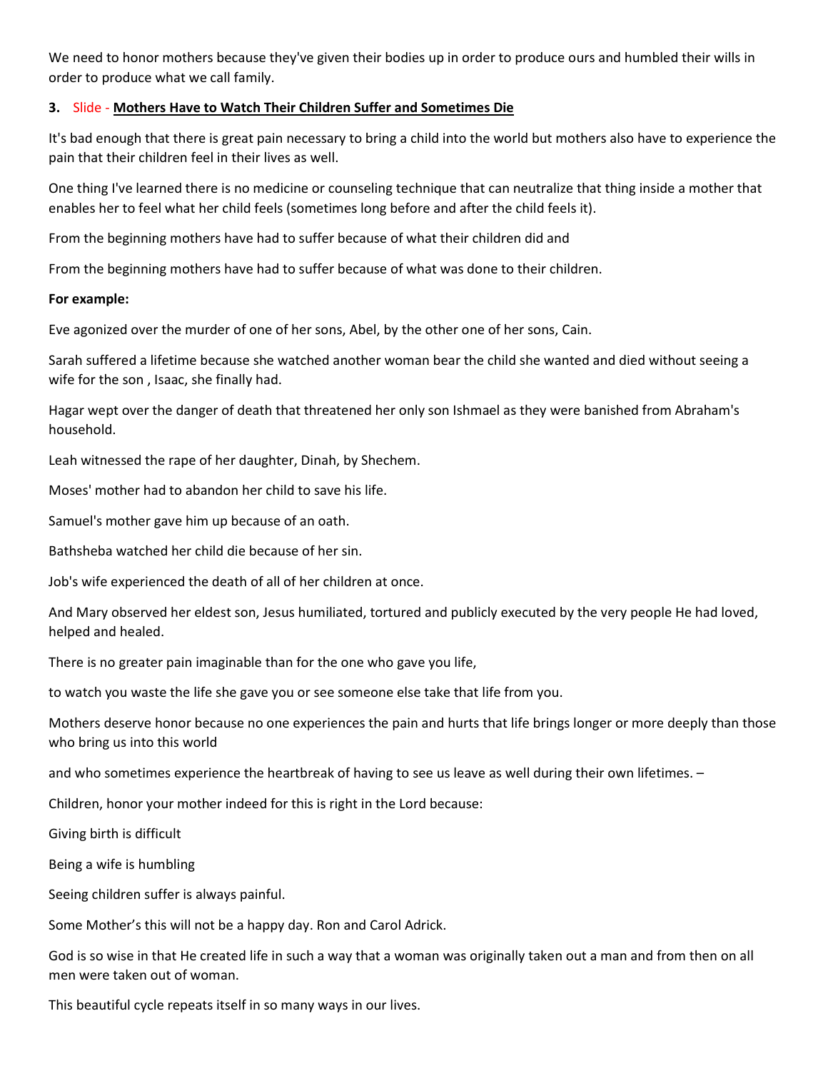We need to honor mothers because they've given their bodies up in order to produce ours and humbled their wills in order to produce what we call family.

**3.** Slide - **Mothers Have to Watch Their Children Suffer and Sometimes Die**

It's bad enough that there is great pain necessary to bring a child into the world but mothers also have to experience the pain that their children feel in their lives as well.

One thing I've learned there is no medicine or counseling technique that can neutralize that thing inside a mother that enables her to feel what her child feels (sometimes long before and after the child feels it).

From the beginning mothers have had to suffer because of what their children did and

From the beginning mothers have had to suffer because of what was done to their children.

**For example:**

Eve agonized over the murder of one of her sons, Abel, by the other one of her sons, Cain.

Sarah suffered a lifetime because she watched another woman bear the child she wanted and died without seeing a wife for the son , Isaac, she finally had.

Hagar wept over the danger of death that threatened her only son Ishmael as they were banished from Abraham's household.

Leah witnessed the rape of her daughter, Dinah, by Shechem.

Moses' mother had to abandon her child to save his life.

Samuel's mother gave him up because of an oath.

Bathsheba watched her child die because of her sin.

Job's wife experienced the death of all of her children at once.

And Mary observed her eldest son, Jesus humiliated, tortured and publicly executed by the very people He had loved, helped and healed.

There is no greater pain imaginable than for the one who gave you life,

to watch you waste the life she gave you or see someone else take that life from you.

Mothers deserve honor because no one experiences the pain and hurts that life brings longer or more deeply than those who bring us into this world

and who sometimes experience the heartbreak of having to see us leave as well during their own lifetimes. –

Children, honor your mother indeed for this is right in the Lord because:

Giving birth is difficult

Being a wife is humbling

Seeing children suffer is always painful.

Some Mother's this will not be a happy day. Ron and Carol Adrick.

God is so wise in that He created life in such a way that a woman was originally taken out a man and from then on all men were taken out of woman.

This beautiful cycle repeats itself in so many ways in our lives.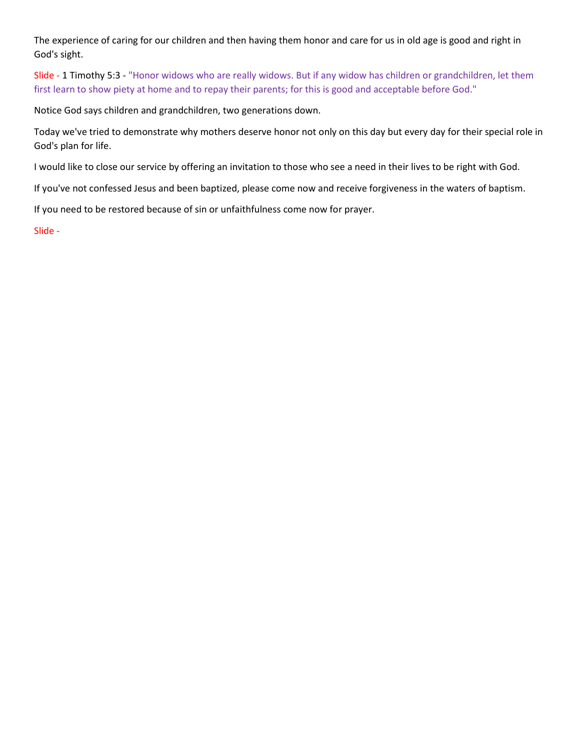The experience of caring for our children and then having them honor and care for us in old age is good and right in God's sight.

Slide - 1 Timothy 5:3 - "Honor widows who are really widows. But if any widow has children or grandchildren, let them first learn to show piety at home and to repay their parents; for this is good and acceptable before God."

Notice God says children and grandchildren, two generations down.

Today we've tried to demonstrate why mothers deserve honor not only on this day but every day for their special role in God's plan for life.

I would like to close our service by offering an invitation to those who see a need in their lives to be right with God.

If you've not confessed Jesus and been baptized, please come now and receive forgiveness in the waters of baptism.

If you need to be restored because of sin or unfaithfulness come now for prayer.

Slide -